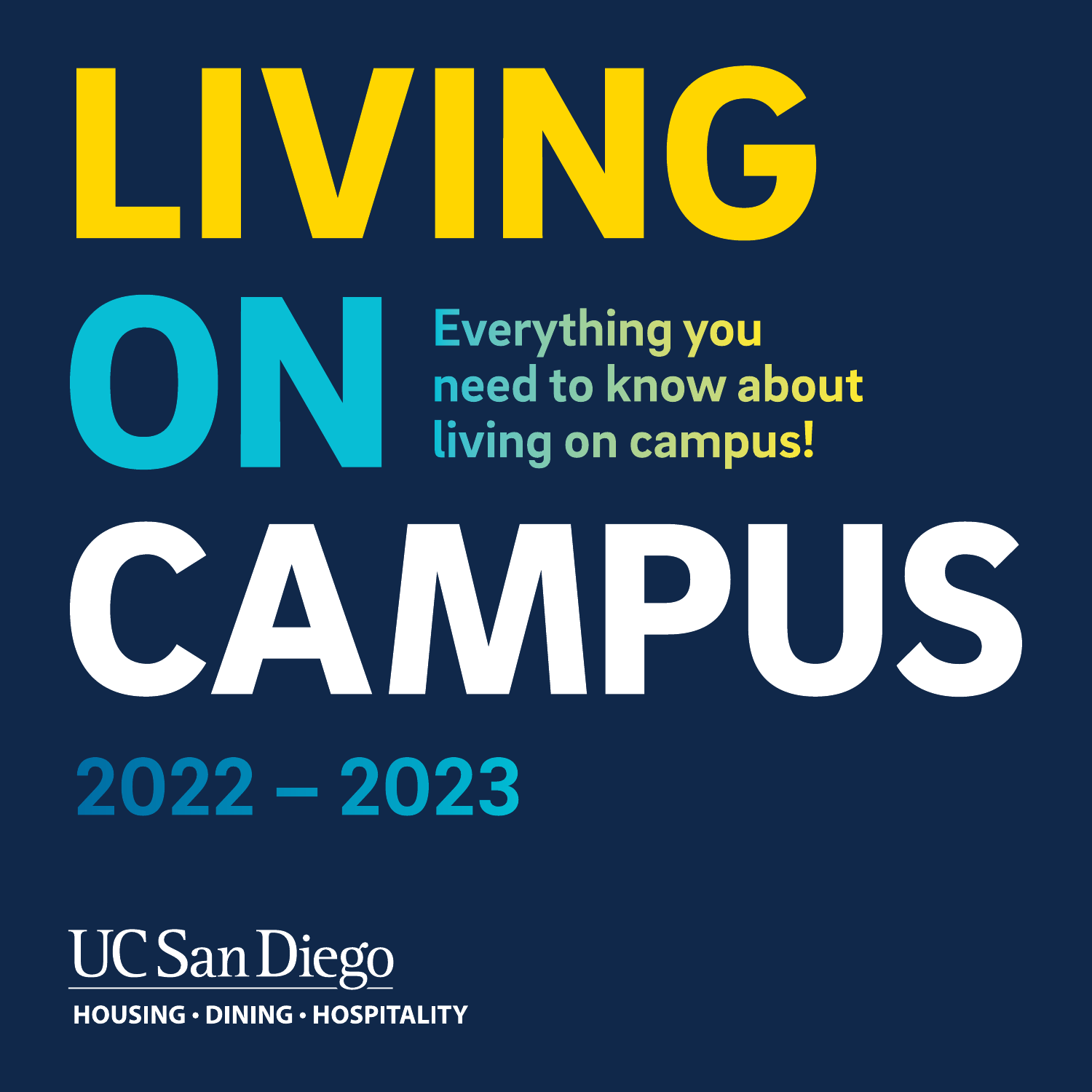# LIVING ON CAMPUS

Everything you need to know about living on campus!

## 2022 – 2023

UC San Diego

HOUSING • DINING • HOSPITALITY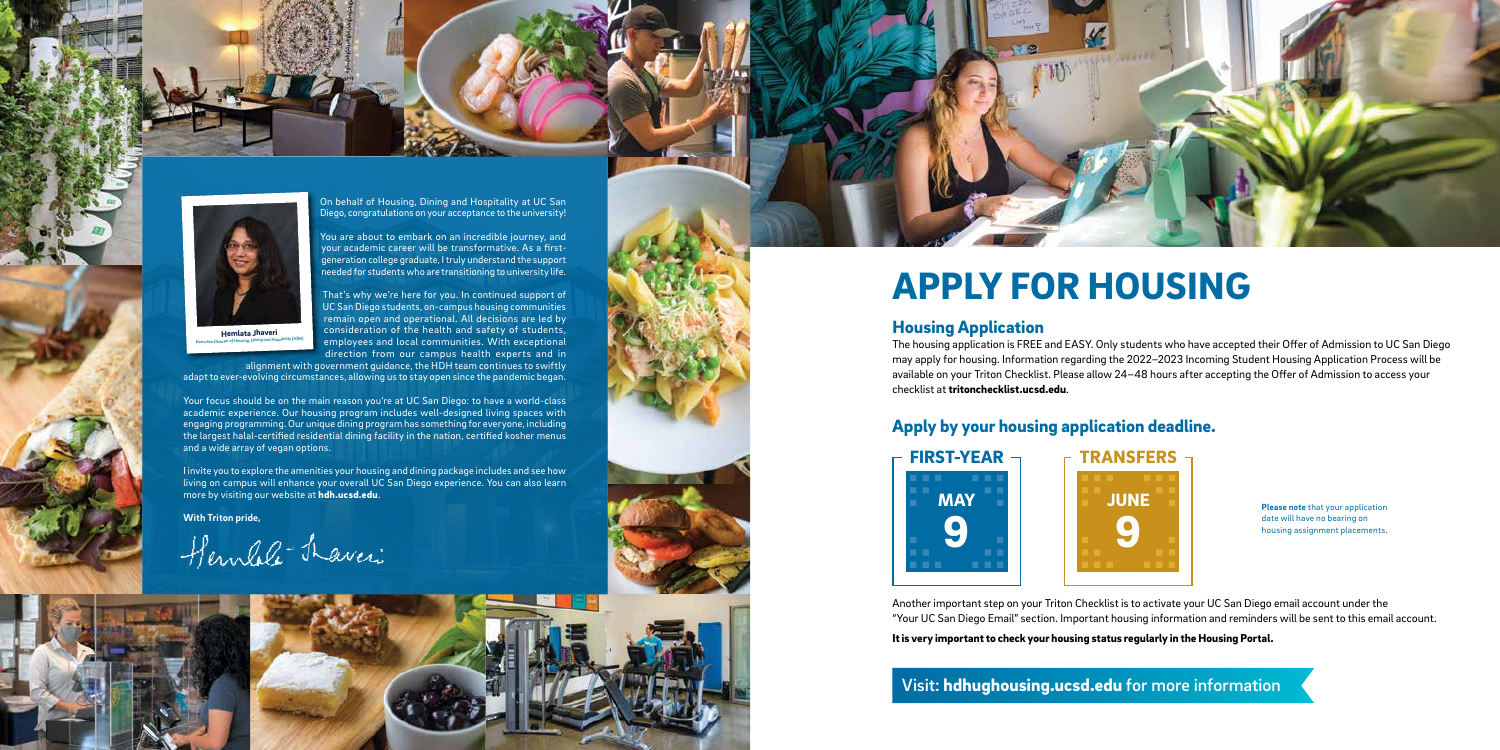On behalf of Housing, Dining and Hospitality at UC San Diego, congratulations on your acceptance to the university!

You are about to embark on an incredible journey, and your academic career will be transformative. As a first-generation college graduate, I truly understand the support needed for students who are transitioning to university life.

That's why we're here for you. In continued support of UC San Diego students, on-campus housing communities remain open and operational. All decisions are led by consideration of the health and safety of students, employees and local communities. With exceptional direction from our campus health experts and in alignment with government guidance, the HDH team continues to swiftly adapt to ever-evolving circumstances, allowing us to stay open since the pandemic began.

Your focus should be on the main reason you're at UC San Diego: to have a world-class academic experience. Our housing program includes well-designed living spaces with engaging programming. Our unique dining program has something for everyone, including the largest halal-certified residential dining facility in the nation, certified kosher menus and a wide array of vegan options.

I invite you to explore the amenities your housing and dining package includes and see how living on campus will enhance your overall UC San Diego experience. You can also learn more by visiting our website at **hdh.ucsd.edu**.

**With Triton pride,**

Hemlata Jhaveri

**Hemlata Jhaveri**
*Executive Director of Housing, Dining and Hospitality (HDH)*

# APPLY FOR HOUSING

## Housing Application

The housing application is FREE and EASY. Only students who have accepted their Offer of Admission to UC San Diego may apply for housing. Information regarding the 2022–2023 Incoming Student Housing Application Process will be available on your Triton Checklist. Please allow 24–48 hours after accepting the Offer of Admission to access your checklist at **tritonchecklist.ucsd.edu**.

## Apply by your housing application deadline.

**FIRST-YEAR**
MAY 9

**TRANSFERS**
JUNE 9

**Please note** that your application date will have no bearing on housing assignment placements.

Another important step on your Triton Checklist is to activate your UC San Diego email account under the "Your UC San Diego Email" section. Important housing information and reminders will be sent to this email account.

**It is very important to check your housing status regularly in the Housing Portal.**

Visit: **hdhughousing.ucsd.edu** for more information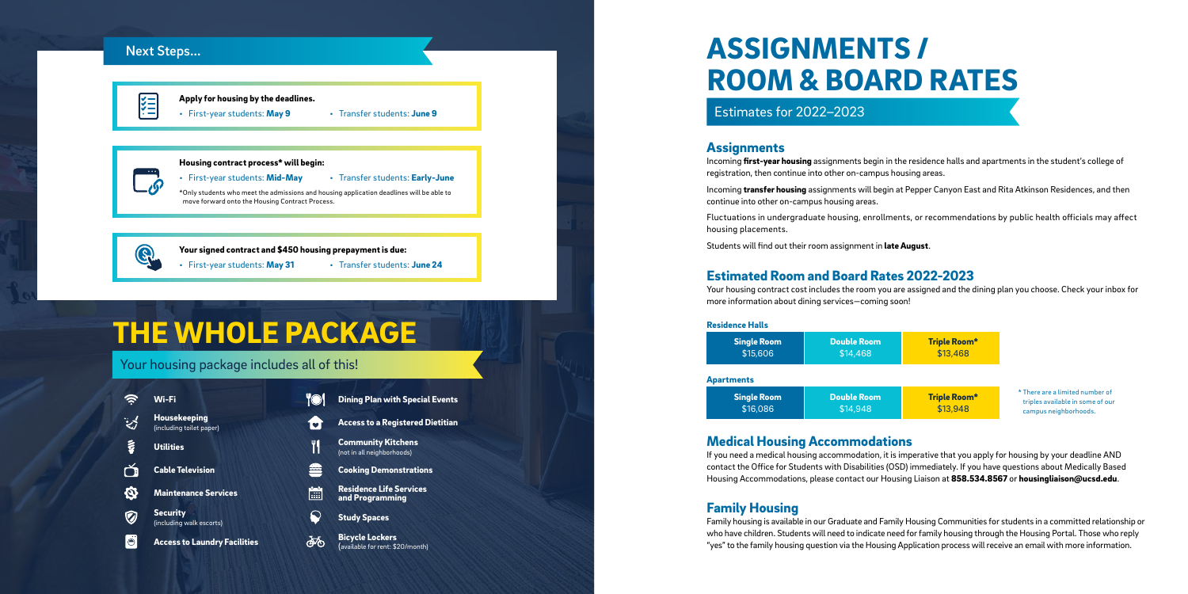## Next Steps...

**Apply for housing by the deadlines.**

- First-year students: **May 9**
- Transfer students: **June 9**

**Housing contract process* will begin:**

- First-year students: **Mid-May**
- Transfer students: **Early-June**

*Only students who meet the admissions and housing application deadlines will be able to move forward onto the Housing Contract Process.

**Your signed contract and $450 housing prepayment is due:**

- First-year students: **May 31**
- Transfer students: **June 24**

# THE WHOLE PACKAGE

## Your housing package includes all of this!

- **Wi-Fi**
- **Housekeeping** (including toilet paper)
- **Utilities**
- **Cable Television**
- **Maintenance Services**
- **Security** (including walk escorts)
- **Access to Laundry Facilities**
- **Dining Plan with Special Events**
- **Access to a Registered Dietitian**
- **Community Kitchens** (not in all neighborhoods)
- **Cooking Demonstrations**
- **Residence Life Services and Programming**
- **Study Spaces**
- **Bicycle Lockers** (available for rent: $20/month)

# ASSIGNMENTS / ROOM & BOARD RATES

## Estimates for 2022–2023

### Assignments

Incoming **first-year housing** assignments begin in the residence halls and apartments in the student's college of registration, then continue into other on-campus housing areas.

Incoming **transfer housing** assignments will begin at Pepper Canyon East and Rita Atkinson Residences, and then continue into other on-campus housing areas.

Fluctuations in undergraduate housing, enrollments, or recommendations by public health officials may affect housing placements.

Students will find out their room assignment in **late August**.

### Estimated Room and Board Rates 2022-2023

Your housing contract cost includes the room you are assigned and the dining plan you choose. Check your inbox for more information about dining services—coming soon!

**Residence Halls**

| Single Room | Double Room | Triple Room* |
|---|---|---|
| $15,606 | $14,468 | $13,468 |

**Apartments**

| Single Room | Double Room | Triple Room* |
|---|---|---|
| $16,086 | $14,948 | $13,948 |

* There are a limited number of triples available in some of our campus neighborhoods.

### Medical Housing Accommodations

If you need a medical housing accommodation, it is imperative that you apply for housing by your deadline AND contact the Office for Students with Disabilities (OSD) immediately. If you have questions about Medically Based Housing Accommodations, please contact our Housing Liaison at **858.534.8567** or **housingliaison@ucsd.edu**.

### Family Housing

Family housing is available in our Graduate and Family Housing Communities for students in a committed relationship or who have children. Students will need to indicate need for family housing through the Housing Portal. Those who reply "yes" to the family housing question via the Housing Application process will receive an email with more information.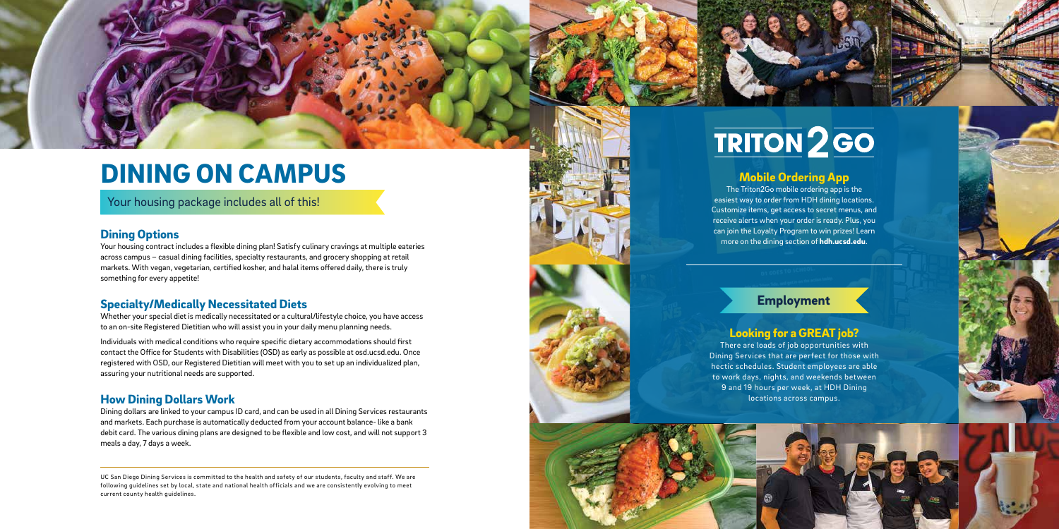# DINING ON CAMPUS

Your housing package includes all of this!

## Dining Options

Your housing contract includes a flexible dining plan! Satisfy culinary cravings at multiple eateries across campus – casual dining facilities, specialty restaurants, and grocery shopping at retail markets. With vegan, vegetarian, certified kosher, and halal items offered daily, there is truly something for every appetite!

## Specialty/Medically Necessitated Diets

Whether your special diet is medically necessitated or a cultural/lifestyle choice, you have access to an on-site Registered Dietitian who will assist you in your daily menu planning needs.

Individuals with medical conditions who require specific dietary accommodations should first contact the Office for Students with Disabilities (OSD) as early as possible at osd.ucsd.edu. Once registered with OSD, our Registered Dietitian will meet with you to set up an individualized plan, assuring your nutritional needs are supported.

## How Dining Dollars Work

Dining dollars are linked to your campus ID card, and can be used in all Dining Services restaurants and markets. Each purchase is automatically deducted from your account balance- like a bank debit card. The various dining plans are designed to be flexible and low cost, and will not support 3 meals a day, 7 days a week.

UC San Diego Dining Services is committed to the health and safety of our students, faculty and staff. We are following guidelines set by local, state and national health officials and we are consistently evolving to meet current county health guidelines.

# TRITON 2 GO

## Mobile Ordering App

The Triton2Go mobile ordering app is the easiest way to order from HDH dining locations. Customize items, get access to secret menus, and receive alerts when your order is ready. Plus, you can join the Loyalty Program to win prizes! Learn more on the dining section of **hdh.ucsd.edu**.

## Employment

### Looking for a GREAT job?

There are loads of job opportunities with Dining Services that are perfect for those with hectic schedules. Student employees are able to work days, nights, and weekends between 9 and 19 hours per week, at HDH Dining locations across campus.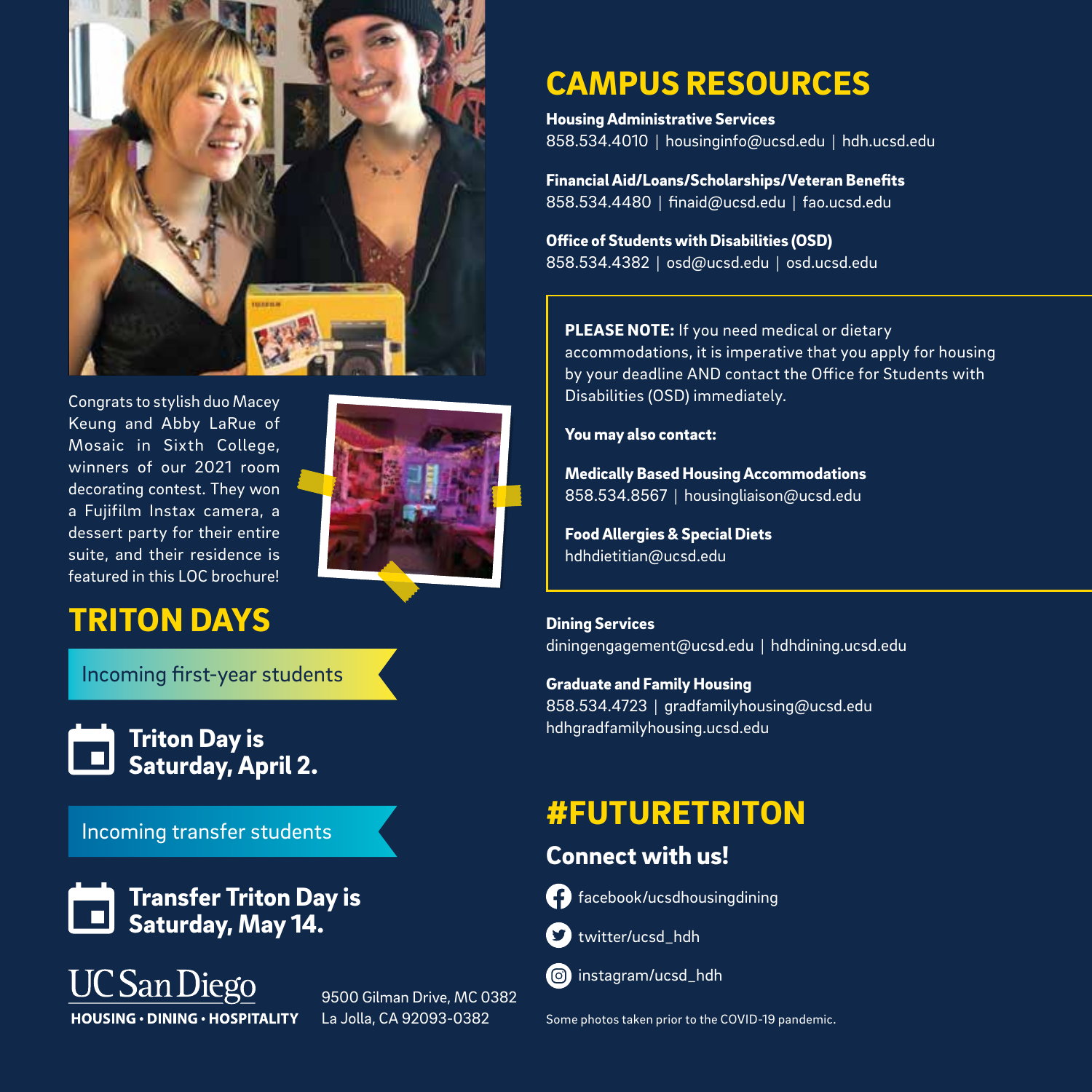Congrats to stylish duo Macey Keung and Abby LaRue of Mosaic in Sixth College, winners of our 2021 room decorating contest. They won a Fujifilm Instax camera, a dessert party for their entire suite, and their residence is featured in this LOC brochure!

## TRITON DAYS

Incoming first-year students

**Triton Day is Saturday, April 2.**

Incoming transfer students

**Transfer Triton Day is Saturday, May 14.**

UC San Diego
**HOUSING • DINING • HOSPITALITY**

9500 Gilman Drive, MC 0382
La Jolla, CA 92093-0382

## CAMPUS RESOURCES

**Housing Administrative Services**
858.534.4010 | housinginfo@ucsd.edu | hdh.ucsd.edu

**Financial Aid/Loans/Scholarships/Veteran Benefits**
858.534.4480 | finaid@ucsd.edu | fao.ucsd.edu

**Office of Students with Disabilities (OSD)**
858.534.4382 | osd@ucsd.edu | osd.ucsd.edu

**PLEASE NOTE:** If you need medical or dietary accommodations, it is imperative that you apply for housing by your deadline AND contact the Office for Students with Disabilities (OSD) immediately.

**You may also contact:**

**Medically Based Housing Accommodations**
858.534.8567 | housingliaison@ucsd.edu

**Food Allergies & Special Diets**
hdhdietitian@ucsd.edu

**Dining Services**
diningengagement@ucsd.edu | hdhdining.ucsd.edu

**Graduate and Family Housing**
858.534.4723 | gradfamilyhousing@ucsd.edu
hdhgradfamilyhousing.ucsd.edu

## #FUTURETRITON

### Connect with us!

facebook/ucsdhousingdining

twitter/ucsd_hdh

instagram/ucsd_hdh

Some photos taken prior to the COVID-19 pandemic.